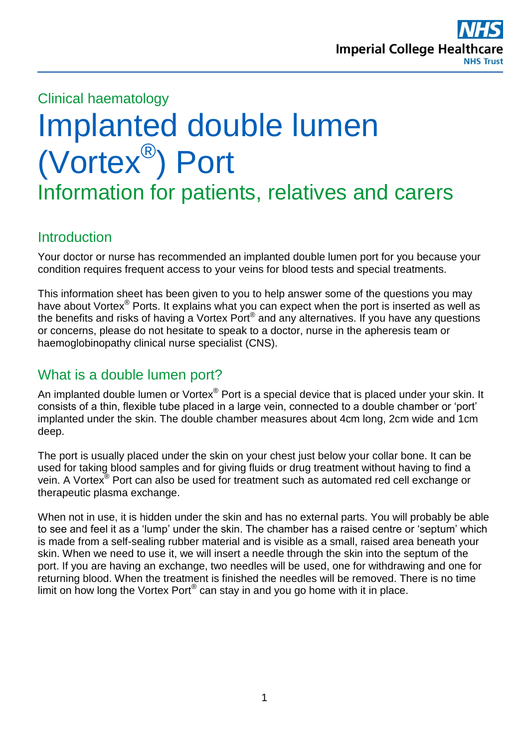Clinical haematology

# Implanted double lumen (Vortex®) Port

## Information for patients, relatives and carers

### Introduction

Your doctor or nurse has recommended an implanted double lumen port for you because your condition requires frequent access to your veins for blood tests and special treatments.

This information sheet has been given to you to help answer some of the questions you may have about Vortex® Ports. It explains what you can expect when the port is inserted as well as the benefits and risks of having a Vortex Port® and any alternatives. If you have any questions or concerns, please do not hesitate to speak to a doctor, nurse in the apheresis team or haemoglobinopathy clinical nurse specialist (CNS).

### What is a double lumen port?

An implanted double lumen or Vortex® Port is a special device that is placed under your skin. It consists of a thin, flexible tube placed in a large vein, connected to a double chamber or 'port' implanted under the skin. The double chamber measures about 4cm long, 2cm wide and 1cm deep.

The port is usually placed under the skin on your chest just below your collar bone. It can be used for taking blood samples and for giving fluids or drug treatment without having to find a vein. A Vortex® Port can also be used for treatment such as automated red cell exchange or therapeutic plasma exchange.

When not in use, it is hidden under the skin and has no external parts. You will probably be able to see and feel it as a 'lump' under the skin. The chamber has a raised centre or 'septum' which is made from a self-sealing rubber material and is visible as a small, raised area beneath your skin. When we need to use it, we will insert a needle through the skin into the septum of the port. If you are having an exchange, two needles will be used, one for withdrawing and one for returning blood. When the treatment is finished the needles will be removed. There is no time limit on how long the Vortex Port® can stay in and you go home with it in place.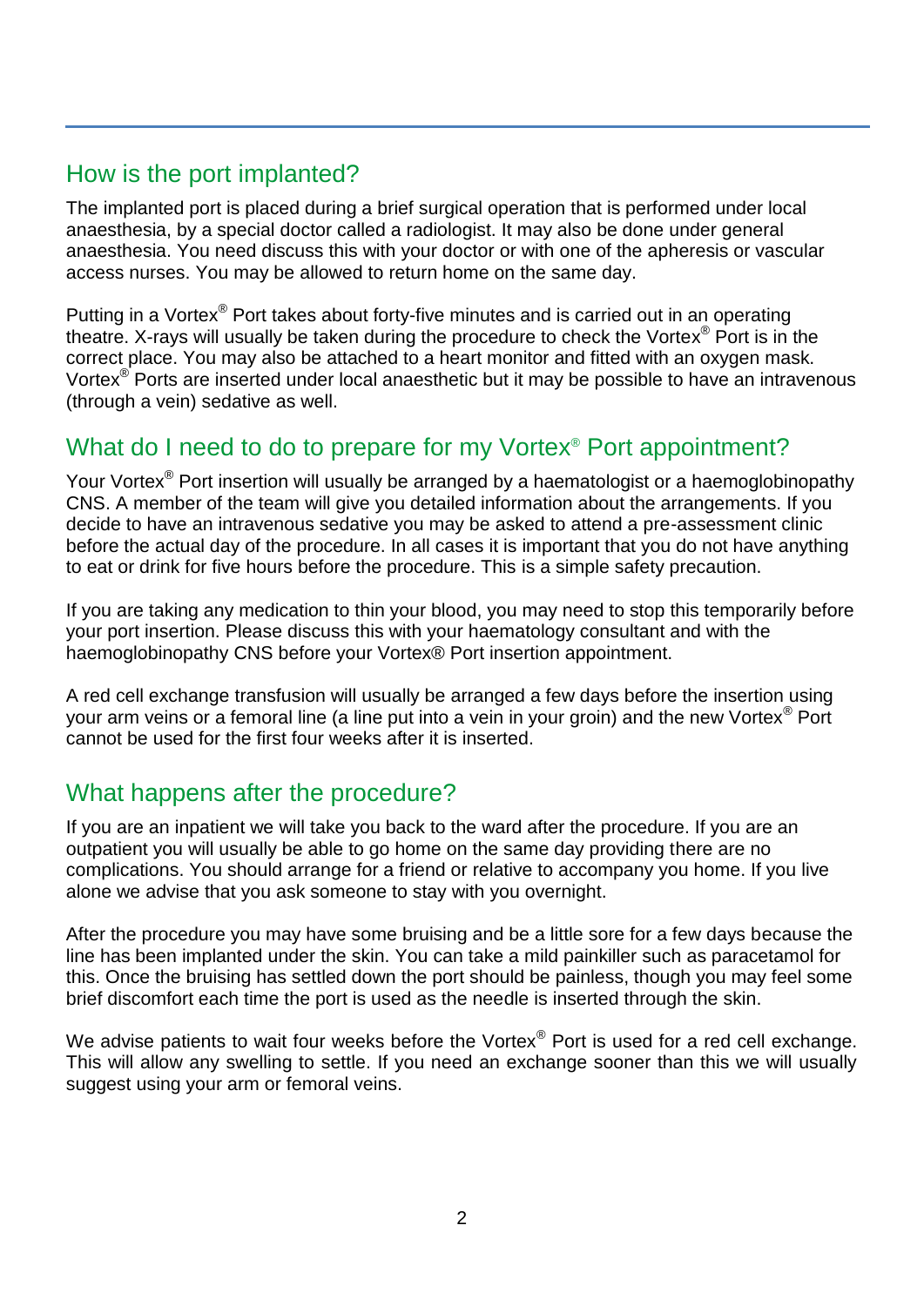## How is the port implanted?

The implanted port is placed during a brief surgical operation that is performed under local anaesthesia, by a special doctor called a radiologist. It may also be done under general anaesthesia. You need discuss this with your doctor or with one of the apheresis or vascular access nurses. You may be allowed to return home on the same day.

Putting in a Vortex® Port takes about forty-five minutes and is carried out in an operating theatre. X-rays will usually be taken during the procedure to check the Vortex® Port is in the correct place. You may also be attached to a heart monitor and fitted with an oxygen mask. Vortex® Ports are inserted under local anaesthetic but it may be possible to have an intravenous (through a vein) sedative as well.

## What do I need to do to prepare for my Vortex® Port appointment?

Your Vortex® Port insertion will usually be arranged by a haematologist or a haemoglobinopathy CNS. A member of the team will give you detailed information about the arrangements. If you decide to have an intravenous sedative you may be asked to attend a pre-assessment clinic before the actual day of the procedure. In all cases it is important that you do not have anything to eat or drink for five hours before the procedure. This is a simple safety precaution.

If you are taking any medication to thin your blood, you may need to stop this temporarily before your port insertion. Please discuss this with your haematology consultant and with the haemoglobinopathy CNS before your Vortex® Port insertion appointment.

A red cell exchange transfusion will usually be arranged a few days before the insertion using your arm veins or a femoral line (a line put into a vein in your groin) and the new Vortex® Port cannot be used for the first four weeks after it is inserted.

## What happens after the procedure?

If you are an inpatient we will take you back to the ward after the procedure. If you are an outpatient you will usually be able to go home on the same day providing there are no complications. You should arrange for a friend or relative to accompany you home. If you live alone we advise that you ask someone to stay with you overnight.

After the procedure you may have some bruising and be a little sore for a few days because the line has been implanted under the skin. You can take a mild painkiller such as paracetamol for this. Once the bruising has settled down the port should be painless, though you may feel some brief discomfort each time the port is used as the needle is inserted through the skin.

We advise patients to wait four weeks before the Vortex® Port is used for a red cell exchange. This will allow any swelling to settle. If you need an exchange sooner than this we will usually suggest using your arm or femoral veins.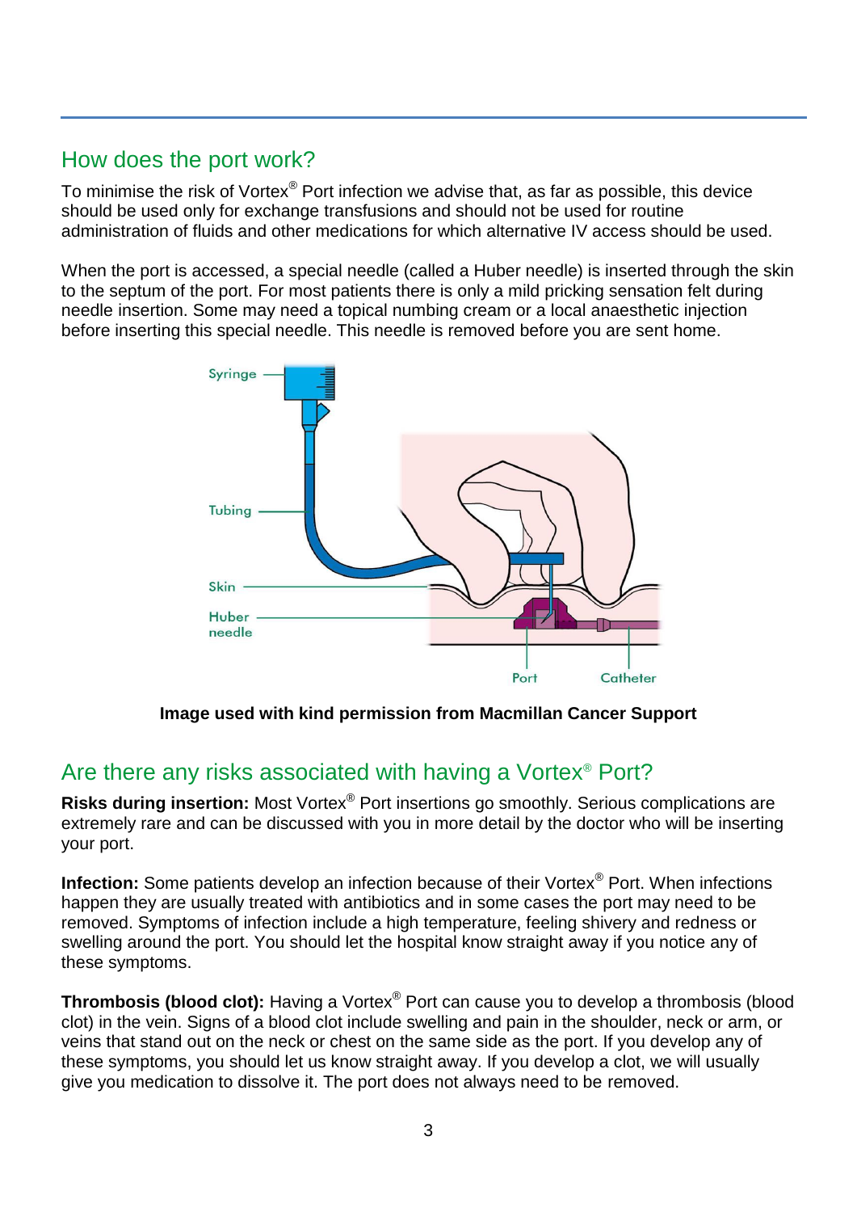## How does the port work?

To minimise the risk of Vortex® Port infection we advise that, as far as possible, this device should be used only for exchange transfusions and should not be used for routine administration of fluids and other medications for which alternative IV access should be used.

When the port is accessed, a special needle (called a Huber needle) is inserted through the skin to the septum of the port. For most patients there is only a mild pricking sensation felt during needle insertion. Some may need a topical numbing cream or a local anaesthetic injection before inserting this special needle. This needle is removed before you are sent home.

**Image used with kind permission from Macmillan Cancer Support**

## Are there any risks associated with having a Vortex® Port?

**Risks during insertion:** Most Vortex® Port insertions go smoothly. Serious complications are extremely rare and can be discussed with you in more detail by the doctor who will be inserting your port.

**Infection:** Some patients develop an infection because of their Vortex® Port. When infections happen they are usually treated with antibiotics and in some cases the port may need to be removed. Symptoms of infection include a high temperature, feeling shivery and redness or swelling around the port. You should let the hospital know straight away if you notice any of these symptoms.

**Thrombosis (blood clot):** Having a Vortex® Port can cause you to develop a thrombosis (blood clot) in the vein. Signs of a blood clot include swelling and pain in the shoulder, neck or arm, or veins that stand out on the neck or chest on the same side as the port. If you develop any of these symptoms, you should let us know straight away. If you develop a clot, we will usually give you medication to dissolve it. The port does not always need to be removed.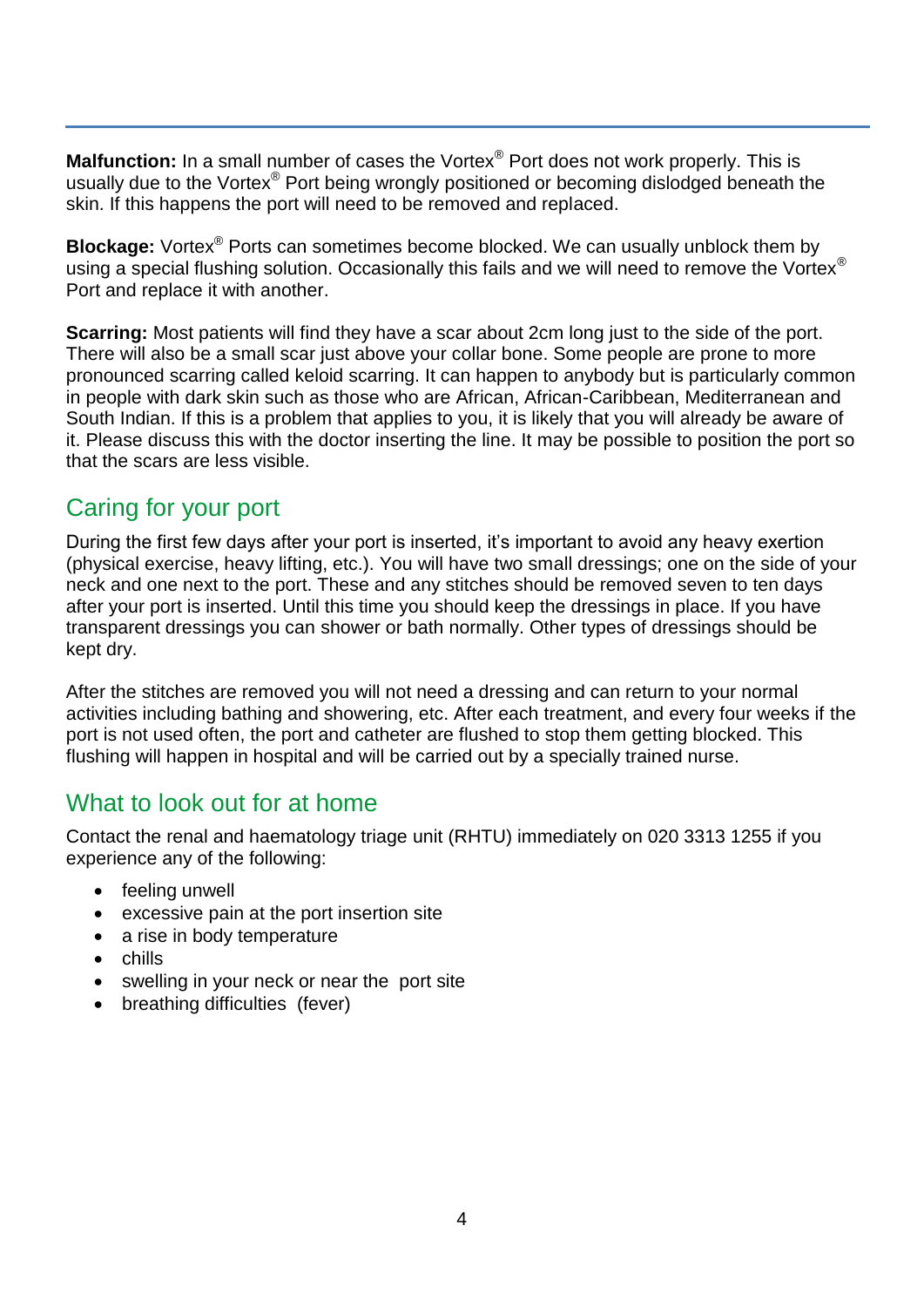**Malfunction:** In a small number of cases the Vortex® Port does not work properly. This is usually due to the Vortex® Port being wrongly positioned or becoming dislodged beneath the skin. If this happens the port will need to be removed and replaced.

**Blockage:** Vortex® Ports can sometimes become blocked. We can usually unblock them by using a special flushing solution. Occasionally this fails and we will need to remove the Vortex® Port and replace it with another.

**Scarring:** Most patients will find they have a scar about 2cm long just to the side of the port. There will also be a small scar just above your collar bone. Some people are prone to more pronounced scarring called keloid scarring. It can happen to anybody but is particularly common in people with dark skin such as those who are African, African-Caribbean, Mediterranean and South Indian. If this is a problem that applies to you, it is likely that you will already be aware of it. Please discuss this with the doctor inserting the line. It may be possible to position the port so that the scars are less visible.

## Caring for your port

During the first few days after your port is inserted, it's important to avoid any heavy exertion (physical exercise, heavy lifting, etc.). You will have two small dressings; one on the side of your neck and one next to the port. These and any stitches should be removed seven to ten days after your port is inserted. Until this time you should keep the dressings in place. If you have transparent dressings you can shower or bath normally. Other types of dressings should be kept dry.

After the stitches are removed you will not need a dressing and can return to your normal activities including bathing and showering, etc. After each treatment, and every four weeks if the port is not used often, the port and catheter are flushed to stop them getting blocked. This flushing will happen in hospital and will be carried out by a specially trained nurse.

## What to look out for at home

Contact the renal and haematology triage unit (RHTU) immediately on 020 3313 1255 if you experience any of the following:

- feeling unwell
- excessive pain at the port insertion site
- a rise in body temperature
- chills
- swelling in your neck or near the port site
- breathing difficulties (fever)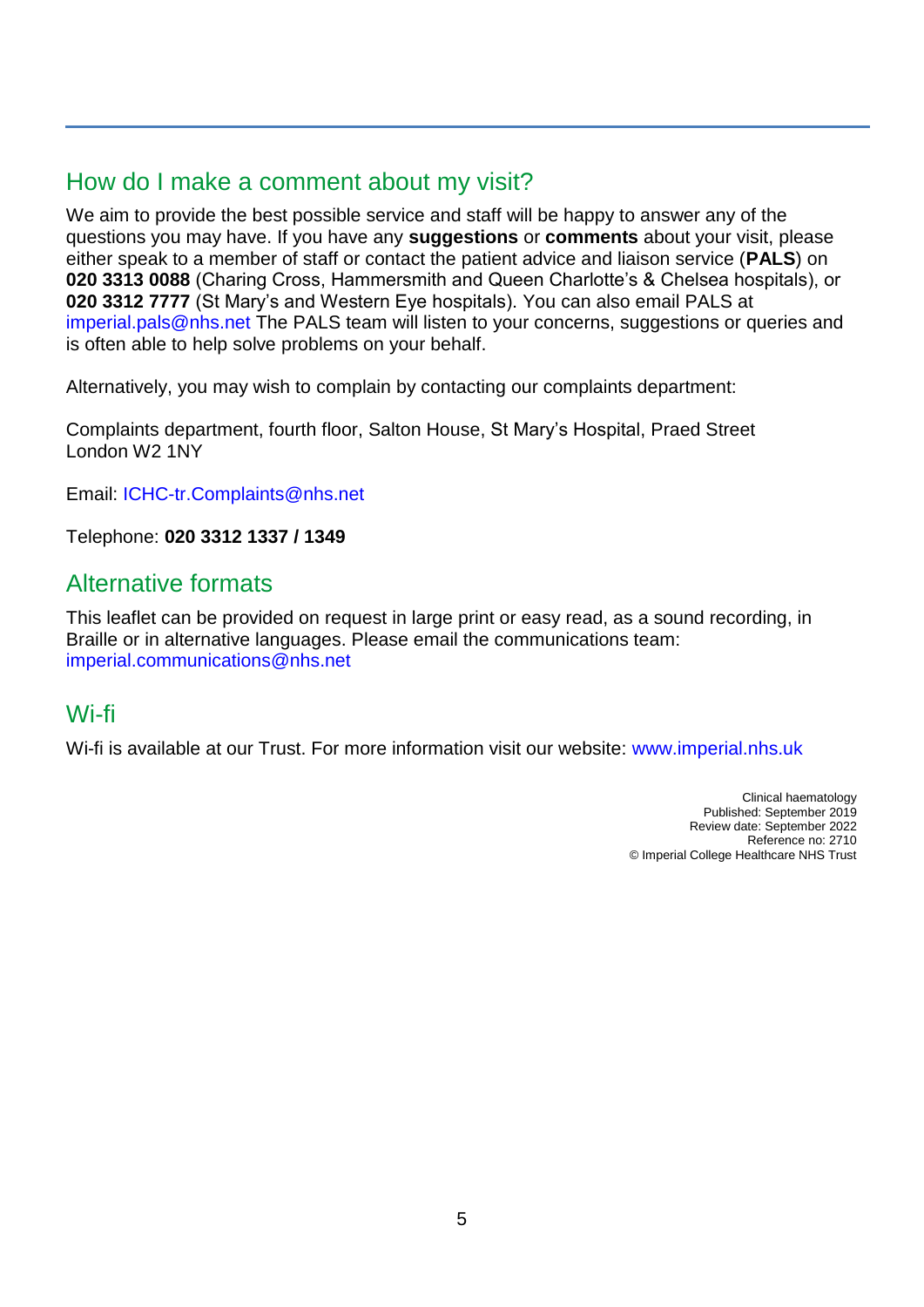## How do I make a comment about my visit?

We aim to provide the best possible service and staff will be happy to answer any of the questions you may have. If you have any **suggestions** or **comments** about your visit, please either speak to a member of staff or contact the patient advice and liaison service (**PALS**) on **020 3313 0088** (Charing Cross, Hammersmith and Queen Charlotte's & Chelsea hospitals), or **020 3312 7777** (St Mary's and Western Eye hospitals). You can also email PALS at imperial.pals@nhs.net The PALS team will listen to your concerns, suggestions or queries and is often able to help solve problems on your behalf.

Alternatively, you may wish to complain by contacting our complaints department:

Complaints department, fourth floor, Salton House, St Mary's Hospital, Praed Street
London W2 1NY

Email: ICHC-tr.Complaints@nhs.net

Telephone: **020 3312 1337 / 1349**

## Alternative formats

This leaflet can be provided on request in large print or easy read, as a sound recording, in Braille or in alternative languages. Please email the communications team: imperial.communications@nhs.net

## Wi-fi

Wi-fi is available at our Trust. For more information visit our website: www.imperial.nhs.uk

Clinical haematology
Published: September 2019
Review date: September 2022
Reference no: 2710
© Imperial College Healthcare NHS Trust